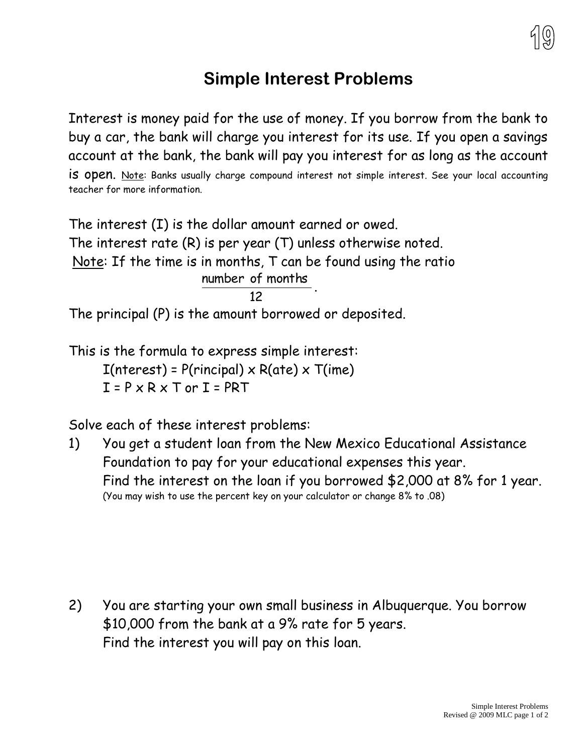# Simple Interest Problems

Interest is money paid for the use of money. If you borrow from the bank to buy a car, the bank will charge you interest for its use. If you open a savings account at the bank, the bank will pay you interest for as long as the account is open. Note: Banks usually charge compound interest not simple interest. See your local accounting teacher for more information.

The interest (I) is the dollar amount earned or owed.
The interest rate (R) is per year (T) unless otherwise noted.
Note: If the time is in months, T can be found using the ratio $\dfrac{\text{number of months}}{12}$.
The principal (P) is the amount borrowed or deposited.

This is the formula to express simple interest:

I(nterest) = P(rincipal) x R(ate) x T(ime)

$I = P \times R \times T$ or $I = PRT$

Solve each of these interest problems:

1) You get a student loan from the New Mexico Educational Assistance Foundation to pay for your educational expenses this year.
   Find the interest on the loan if you borrowed $2,000 at 8% for 1 year.
   (You may wish to use the percent key on your calculator or change 8% to .08)

2) You are starting your own small business in Albuquerque. You borrow $10,000 from the bank at a 9% rate for 5 years.
   Find the interest you will pay on this loan.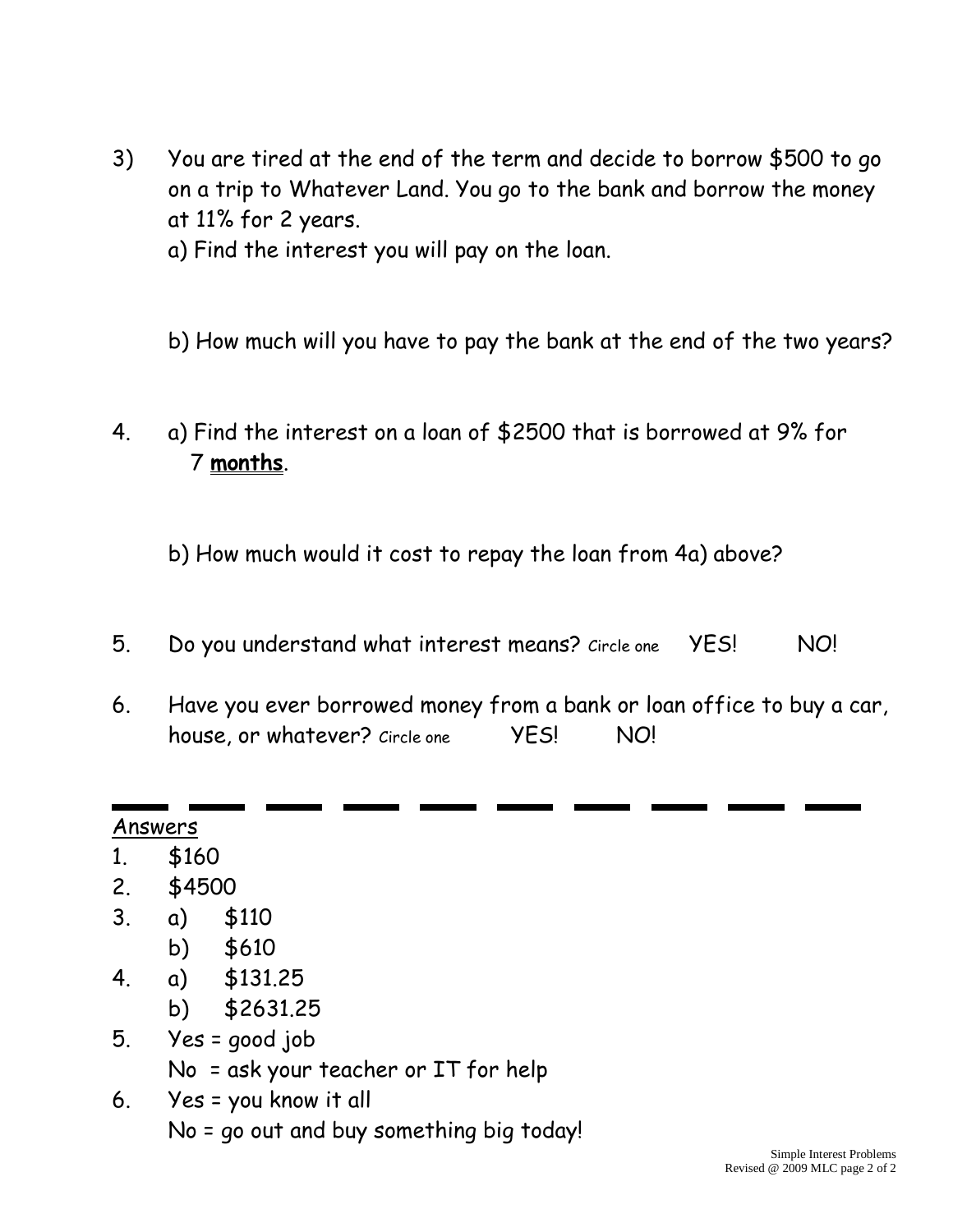3) You are tired at the end of the term and decide to borrow $500 to go on a trip to Whatever Land. You go to the bank and borrow the money at 11% for 2 years.

   a) Find the interest you will pay on the loan.

   b) How much will you have to pay the bank at the end of the two years?

4. a) Find the interest on a loan of $2500 that is borrowed at 9% for 7 **<u>months</u>**.

   b) How much would it cost to repay the loan from 4a) above?

5. Do you understand what interest means? Circle one YES! NO!

6. Have you ever borrowed money from a bank or loan office to buy a car, house, or whatever? Circle one YES! NO!

---

<u>Answers</u>

1. $160
2. $4500
3. a) $110
   b) $610
4. a) $131.25
   b) $2631.25
5. Yes = good job
   No = ask your teacher or IT for help
6. Yes = you know it all
   No = go out and buy something big today!